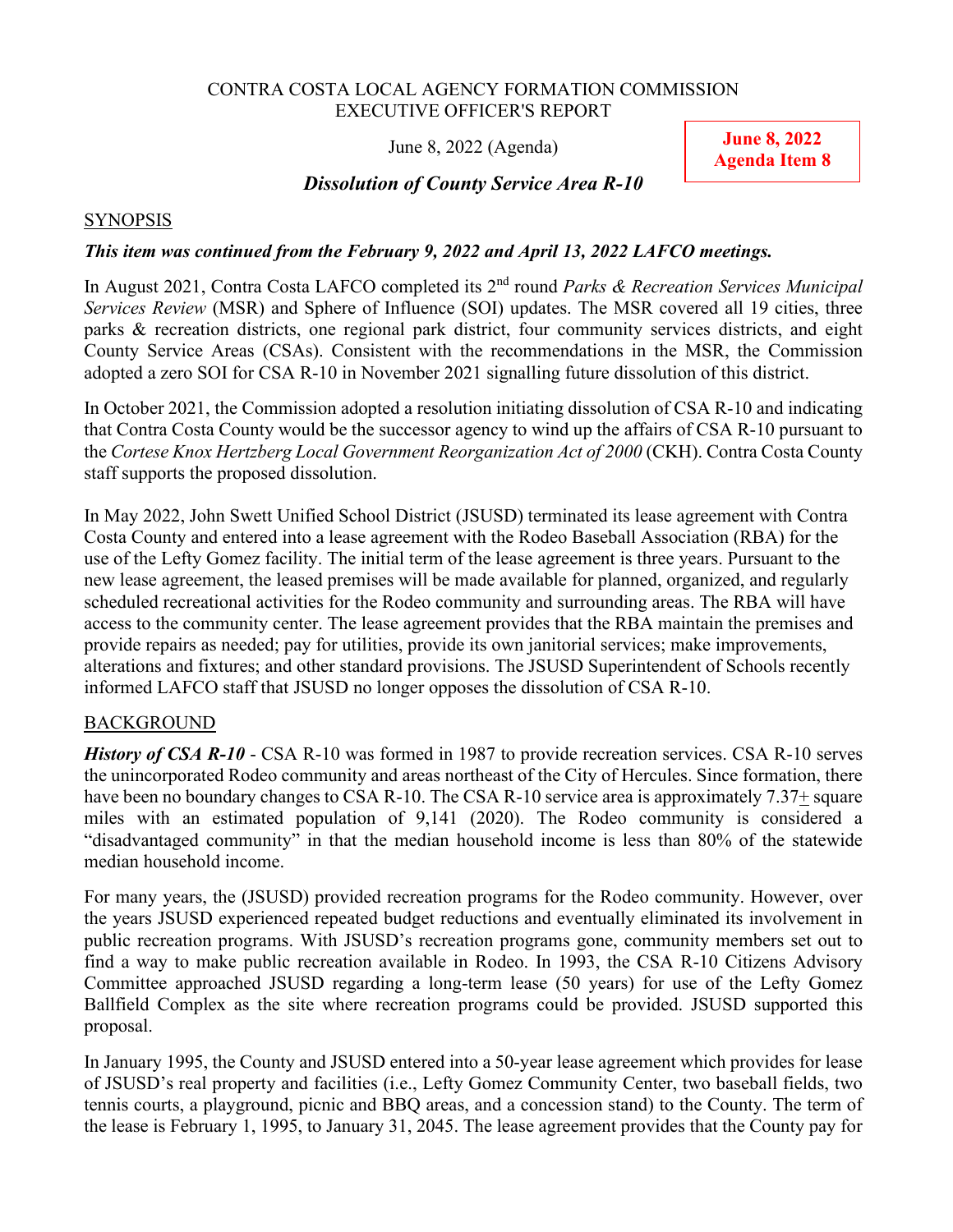CONTRA COSTA LOCAL AGENCY FORMATION COMMISSION
EXECUTIVE OFFICER'S REPORT

June 8, 2022 (Agenda)

**June 8, 2022**
**Agenda Item 8**

### *Dissolution of County Service Area R-10*

## SYNOPSIS

***This item was continued from the February 9, 2022 and April 13, 2022 LAFCO meetings.***

In August 2021, Contra Costa LAFCO completed its 2nd round *Parks & Recreation Services Municipal Services Review* (MSR) and Sphere of Influence (SOI) updates. The MSR covered all 19 cities, three parks & recreation districts, one regional park district, four community services districts, and eight County Service Areas (CSAs). Consistent with the recommendations in the MSR, the Commission adopted a zero SOI for CSA R-10 in November 2021 signalling future dissolution of this district.

In October 2021, the Commission adopted a resolution initiating dissolution of CSA R-10 and indicating that Contra Costa County would be the successor agency to wind up the affairs of CSA R-10 pursuant to the *Cortese Knox Hertzberg Local Government Reorganization Act of 2000* (CKH). Contra Costa County staff supports the proposed dissolution.

In May 2022, John Swett Unified School District (JSUSD) terminated its lease agreement with Contra Costa County and entered into a lease agreement with the Rodeo Baseball Association (RBA) for the use of the Lefty Gomez facility. The initial term of the lease agreement is three years. Pursuant to the new lease agreement, the leased premises will be made available for planned, organized, and regularly scheduled recreational activities for the Rodeo community and surrounding areas. The RBA will have access to the community center. The lease agreement provides that the RBA maintain the premises and provide repairs as needed; pay for utilities, provide its own janitorial services; make improvements, alterations and fixtures; and other standard provisions. The JSUSD Superintendent of Schools recently informed LAFCO staff that JSUSD no longer opposes the dissolution of CSA R-10.

## BACKGROUND

***History of CSA R-10*** - CSA R-10 was formed in 1987 to provide recreation services. CSA R-10 serves the unincorporated Rodeo community and areas northeast of the City of Hercules. Since formation, there have been no boundary changes to CSA R-10. The CSA R-10 service area is approximately 7.37± square miles with an estimated population of 9,141 (2020). The Rodeo community is considered a "disadvantaged community" in that the median household income is less than 80% of the statewide median household income.

For many years, the (JSUSD) provided recreation programs for the Rodeo community. However, over the years JSUSD experienced repeated budget reductions and eventually eliminated its involvement in public recreation programs. With JSUSD's recreation programs gone, community members set out to find a way to make public recreation available in Rodeo. In 1993, the CSA R-10 Citizens Advisory Committee approached JSUSD regarding a long-term lease (50 years) for use of the Lefty Gomez Ballfield Complex as the site where recreation programs could be provided. JSUSD supported this proposal.

In January 1995, the County and JSUSD entered into a 50-year lease agreement which provides for lease of JSUSD's real property and facilities (i.e., Lefty Gomez Community Center, two baseball fields, two tennis courts, a playground, picnic and BBQ areas, and a concession stand) to the County. The term of the lease is February 1, 1995, to January 31, 2045. The lease agreement provides that the County pay for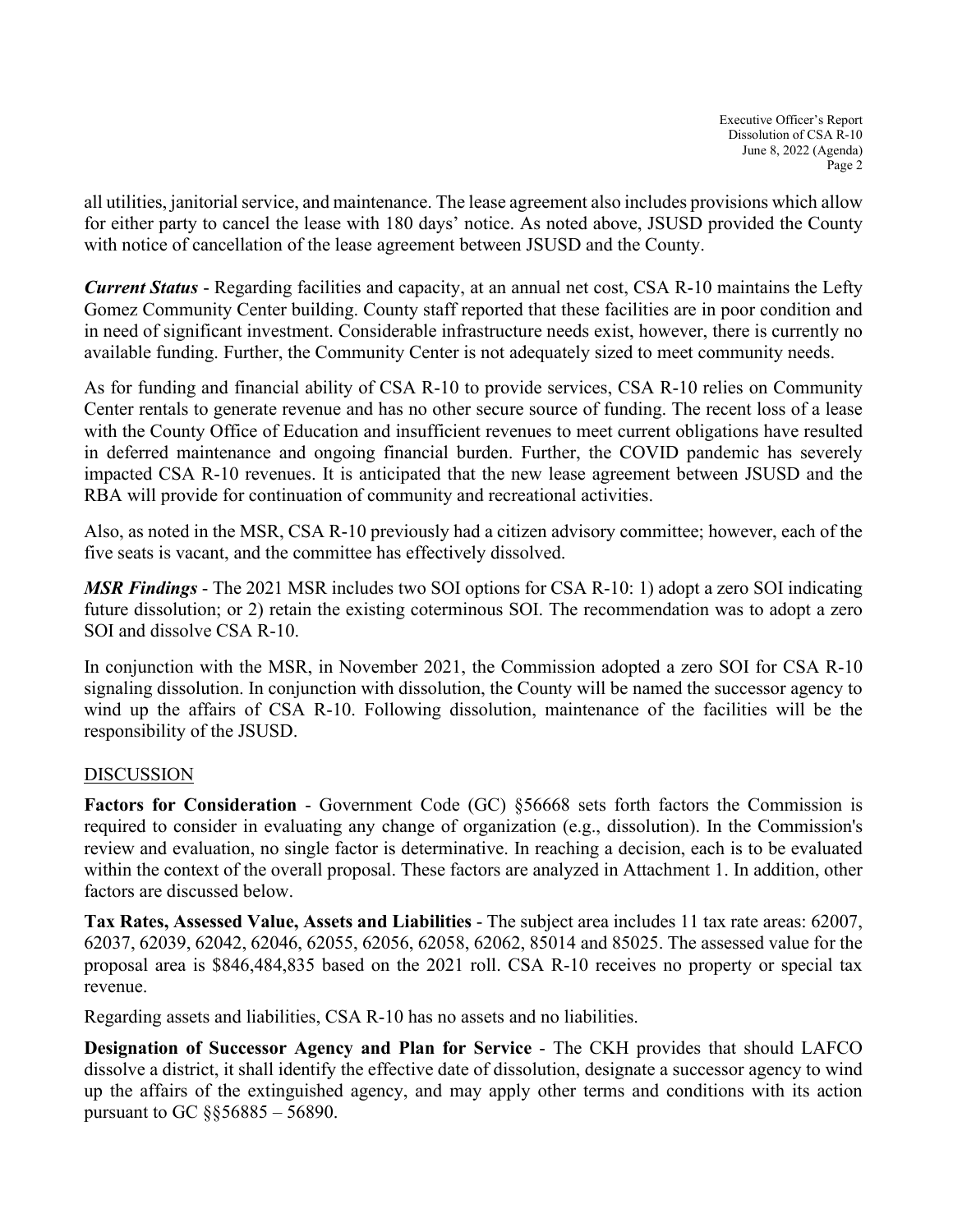all utilities, janitorial service, and maintenance. The lease agreement also includes provisions which allow for either party to cancel the lease with 180 days' notice. As noted above, JSUSD provided the County with notice of cancellation of the lease agreement between JSUSD and the County.

***Current Status*** - Regarding facilities and capacity, at an annual net cost, CSA R-10 maintains the Lefty Gomez Community Center building. County staff reported that these facilities are in poor condition and in need of significant investment. Considerable infrastructure needs exist, however, there is currently no available funding. Further, the Community Center is not adequately sized to meet community needs.

As for funding and financial ability of CSA R-10 to provide services, CSA R-10 relies on Community Center rentals to generate revenue and has no other secure source of funding. The recent loss of a lease with the County Office of Education and insufficient revenues to meet current obligations have resulted in deferred maintenance and ongoing financial burden. Further, the COVID pandemic has severely impacted CSA R-10 revenues. It is anticipated that the new lease agreement between JSUSD and the RBA will provide for continuation of community and recreational activities.

Also, as noted in the MSR, CSA R-10 previously had a citizen advisory committee; however, each of the five seats is vacant, and the committee has effectively dissolved.

***MSR Findings*** - The 2021 MSR includes two SOI options for CSA R-10: 1) adopt a zero SOI indicating future dissolution; or 2) retain the existing coterminous SOI. The recommendation was to adopt a zero SOI and dissolve CSA R-10.

In conjunction with the MSR, in November 2021, the Commission adopted a zero SOI for CSA R-10 signaling dissolution. In conjunction with dissolution, the County will be named the successor agency to wind up the affairs of CSA R-10. Following dissolution, maintenance of the facilities will be the responsibility of the JSUSD.

## DISCUSSION

**Factors for Consideration** - Government Code (GC) §56668 sets forth factors the Commission is required to consider in evaluating any change of organization (e.g., dissolution). In the Commission's review and evaluation, no single factor is determinative. In reaching a decision, each is to be evaluated within the context of the overall proposal. These factors are analyzed in Attachment 1. In addition, other factors are discussed below.

**Tax Rates, Assessed Value, Assets and Liabilities** - The subject area includes 11 tax rate areas: 62007, 62037, 62039, 62042, 62046, 62055, 62056, 62058, 62062, 85014 and 85025. The assessed value for the proposal area is $846,484,835 based on the 2021 roll. CSA R-10 receives no property or special tax revenue.

Regarding assets and liabilities, CSA R-10 has no assets and no liabilities.

**Designation of Successor Agency and Plan for Service** - The CKH provides that should LAFCO dissolve a district, it shall identify the effective date of dissolution, designate a successor agency to wind up the affairs of the extinguished agency, and may apply other terms and conditions with its action pursuant to GC §§56885 – 56890.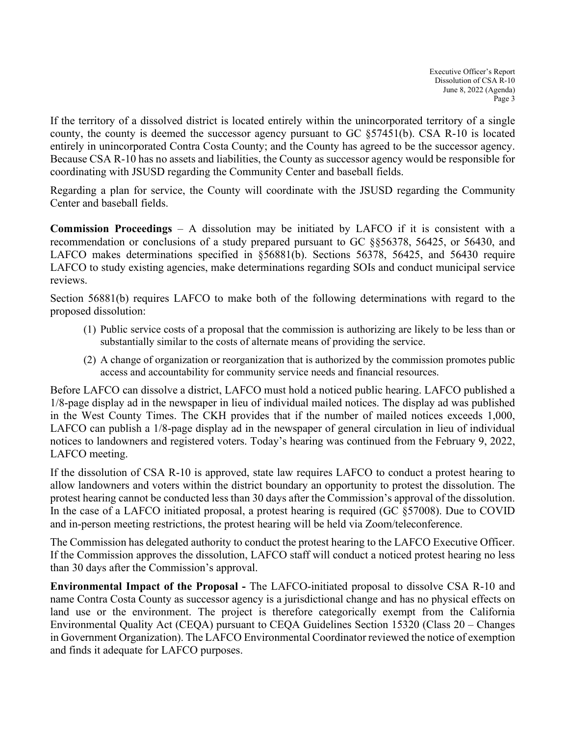If the territory of a dissolved district is located entirely within the unincorporated territory of a single county, the county is deemed the successor agency pursuant to GC §57451(b). CSA R-10 is located entirely in unincorporated Contra Costa County; and the County has agreed to be the successor agency. Because CSA R-10 has no assets and liabilities, the County as successor agency would be responsible for coordinating with JSUSD regarding the Community Center and baseball fields.

Regarding a plan for service, the County will coordinate with the JSUSD regarding the Community Center and baseball fields.

**Commission Proceedings** – A dissolution may be initiated by LAFCO if it is consistent with a recommendation or conclusions of a study prepared pursuant to GC §§56378, 56425, or 56430, and LAFCO makes determinations specified in §56881(b). Sections 56378, 56425, and 56430 require LAFCO to study existing agencies, make determinations regarding SOIs and conduct municipal service reviews.

Section 56881(b) requires LAFCO to make both of the following determinations with regard to the proposed dissolution:

1. Public service costs of a proposal that the commission is authorizing are likely to be less than or substantially similar to the costs of alternate means of providing the service.
2. A change of organization or reorganization that is authorized by the commission promotes public access and accountability for community service needs and financial resources.

Before LAFCO can dissolve a district, LAFCO must hold a noticed public hearing. LAFCO published a 1/8-page display ad in the newspaper in lieu of individual mailed notices. The display ad was published in the West County Times. The CKH provides that if the number of mailed notices exceeds 1,000, LAFCO can publish a 1/8-page display ad in the newspaper of general circulation in lieu of individual notices to landowners and registered voters. Today's hearing was continued from the February 9, 2022, LAFCO meeting.

If the dissolution of CSA R-10 is approved, state law requires LAFCO to conduct a protest hearing to allow landowners and voters within the district boundary an opportunity to protest the dissolution. The protest hearing cannot be conducted less than 30 days after the Commission's approval of the dissolution. In the case of a LAFCO initiated proposal, a protest hearing is required (GC §57008). Due to COVID and in-person meeting restrictions, the protest hearing will be held via Zoom/teleconference.

The Commission has delegated authority to conduct the protest hearing to the LAFCO Executive Officer. If the Commission approves the dissolution, LAFCO staff will conduct a noticed protest hearing no less than 30 days after the Commission's approval.

**Environmental Impact of the Proposal -** The LAFCO-initiated proposal to dissolve CSA R-10 and name Contra Costa County as successor agency is a jurisdictional change and has no physical effects on land use or the environment. The project is therefore categorically exempt from the California Environmental Quality Act (CEQA) pursuant to CEQA Guidelines Section 15320 (Class 20 – Changes in Government Organization). The LAFCO Environmental Coordinator reviewed the notice of exemption and finds it adequate for LAFCO purposes.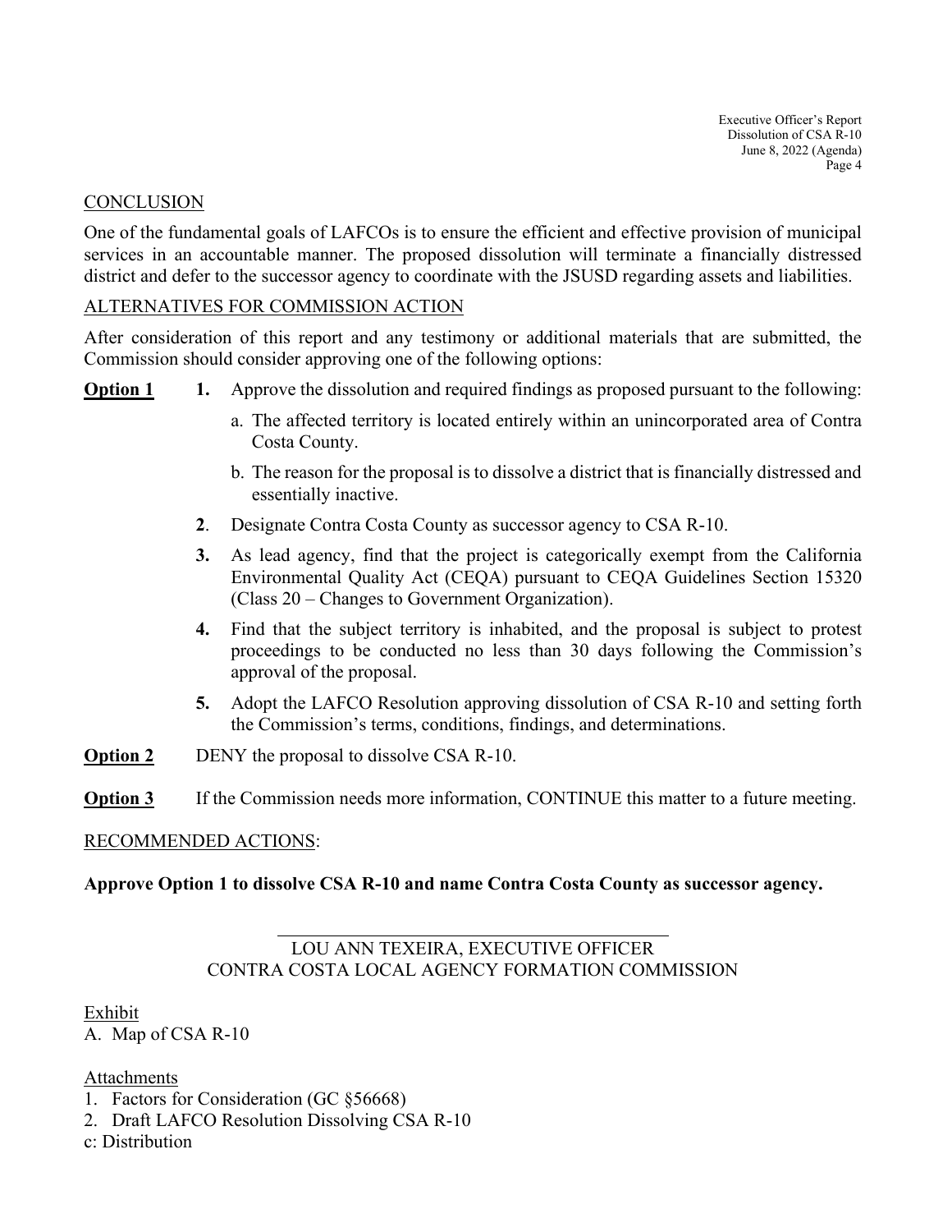## CONCLUSION

One of the fundamental goals of LAFCOs is to ensure the efficient and effective provision of municipal services in an accountable manner. The proposed dissolution will terminate a financially distressed district and defer to the successor agency to coordinate with the JSUSD regarding assets and liabilities.

## ALTERNATIVES FOR COMMISSION ACTION

After consideration of this report and any testimony or additional materials that are submitted, the Commission should consider approving one of the following options:

**Option 1**

1. Approve the dissolution and required findings as proposed pursuant to the following:
   a. The affected territory is located entirely within an unincorporated area of Contra Costa County.
   b. The reason for the proposal is to dissolve a district that is financially distressed and essentially inactive.
2. Designate Contra Costa County as successor agency to CSA R-10.
3. As lead agency, find that the project is categorically exempt from the California Environmental Quality Act (CEQA) pursuant to CEQA Guidelines Section 15320 (Class 20 – Changes to Government Organization).
4. Find that the subject territory is inhabited, and the proposal is subject to protest proceedings to be conducted no less than 30 days following the Commission's approval of the proposal.
5. Adopt the LAFCO Resolution approving dissolution of CSA R-10 and setting forth the Commission's terms, conditions, findings, and determinations.

**Option 2** DENY the proposal to dissolve CSA R-10.

**Option 3** If the Commission needs more information, CONTINUE this matter to a future meeting.

## RECOMMENDED ACTIONS:

**Approve Option 1 to dissolve CSA R-10 and name Contra Costa County as successor agency.**

LOU ANN TEXEIRA, EXECUTIVE OFFICER
CONTRA COSTA LOCAL AGENCY FORMATION COMMISSION

Exhibit
A. Map of CSA R-10

Attachments
1. Factors for Consideration (GC §56668)
2. Draft LAFCO Resolution Dissolving CSA R-10

c: Distribution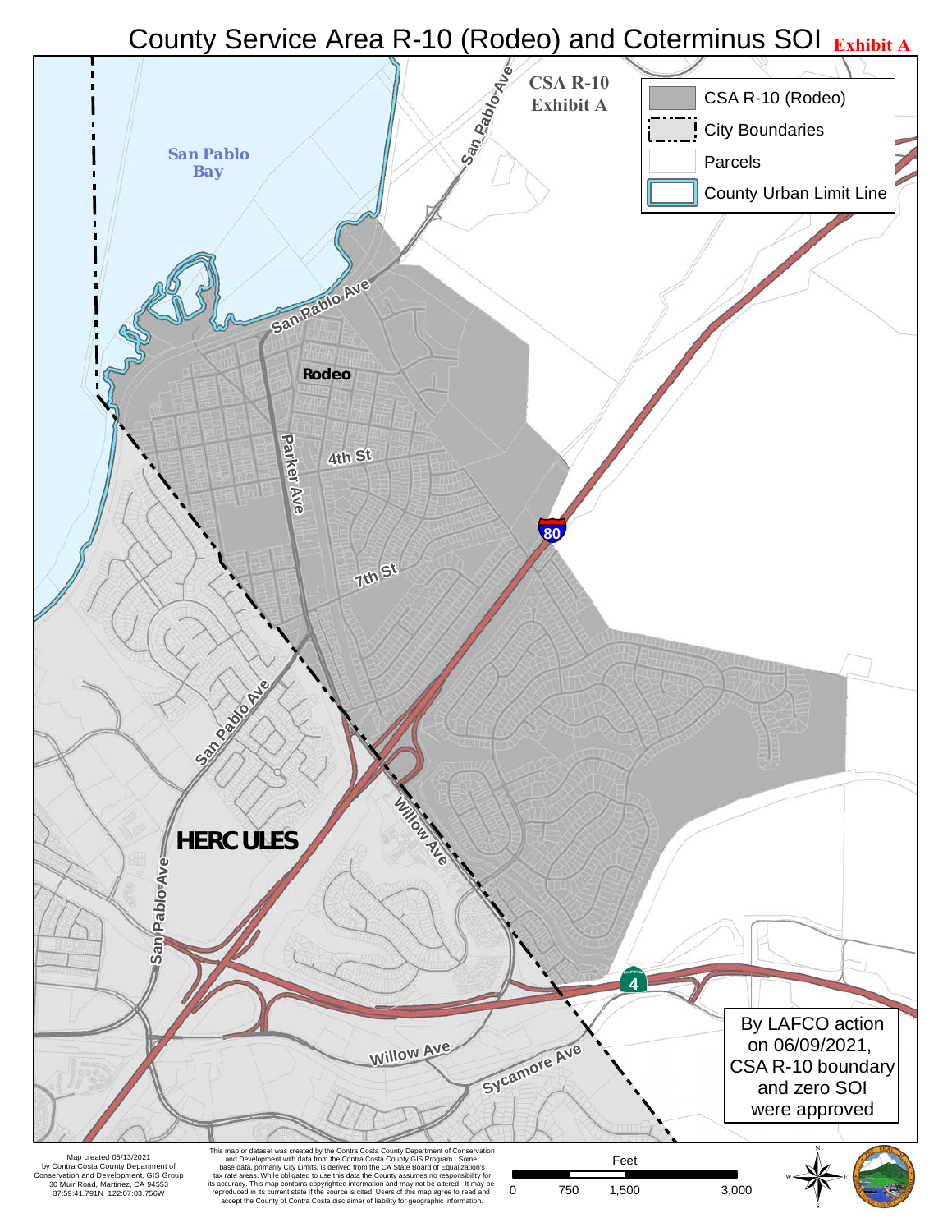# County Service Area R-10 (Rodeo) and Coterminus SOI

**Exhibit A**

**CSA R-10 Exhibit A**

- CSA R-10 (Rodeo)
- City Boundaries
- Parcels
- County Urban Limit Line

San Pablo Bay

San Pablo Ave

Rodeo

Parker Ave

4th St

7th St

80

Willow Ave

HERCULES

San Pablo Ave

4

Willow Ave

Sycamore Ave

By LAFCO action on 06/09/2021, CSA R-10 boundary and zero SOI were approved

Map created 05/13/2021 by Contra Costa County Department of Conservation and Development, GIS Group 30 Muir Road, Martinez, CA 94553 37:59:41.791N 122:07:03.756W

This map or dataset was created by the Contra Costa County Department of Conservation and Development with data from the Contra Costa County GIS Program. Some base data, primarily City Limits, is derived from the CA State Board of Equalization's tax rate areas. While obligated to use this data the County assumes no responsibility for its accuracy. This map contains copyrighted information and may not be altered. It may be reproduced in its current state if the source is cited. Users of this map agree to read and accept the County of Contra Costa disclaimer of liability for geographic information.

Feet

0 750 1,500 3,000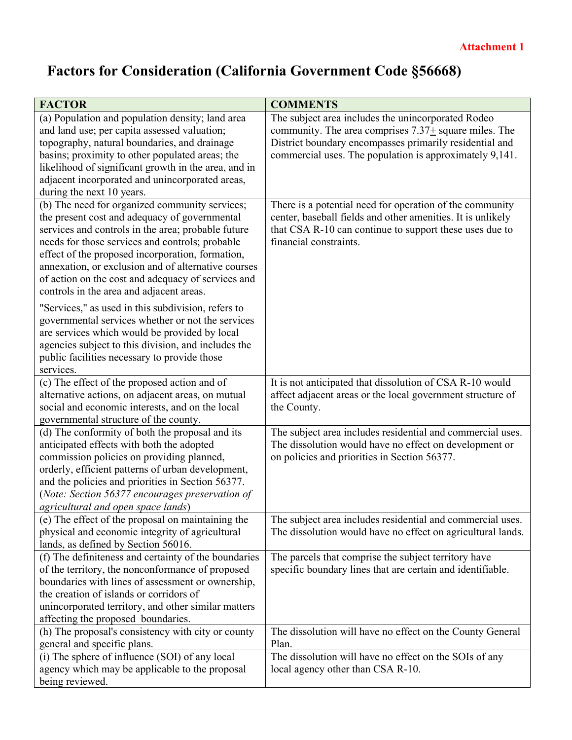**Attachment 1**

# Factors for Consideration (California Government Code §56668)

| FACTOR | COMMENTS |
|---|---|
| (a) Population and population density; land area and land use; per capita assessed valuation; topography, natural boundaries, and drainage basins; proximity to other populated areas; the likelihood of significant growth in the area, and in adjacent incorporated and unincorporated areas, during the next 10 years. | The subject area includes the unincorporated Rodeo community. The area comprises 7.37± square miles. The District boundary encompasses primarily residential and commercial uses. The population is approximately 9,141. |
| (b) The need for organized community services; the present cost and adequacy of governmental services and controls in the area; probable future needs for those services and controls; probable effect of the proposed incorporation, formation, annexation, or exclusion and of alternative courses of action on the cost and adequacy of services and controls in the area and adjacent areas.<br><br>"Services," as used in this subdivision, refers to governmental services whether or not the services are services which would be provided by local agencies subject to this division, and includes the public facilities necessary to provide those services. | There is a potential need for operation of the community center, baseball fields and other amenities. It is unlikely that CSA R-10 can continue to support these uses due to financial constraints. |
| (c) The effect of the proposed action and of alternative actions, on adjacent areas, on mutual social and economic interests, and on the local governmental structure of the county. | It is not anticipated that dissolution of CSA R-10 would affect adjacent areas or the local government structure of the County. |
| (d) The conformity of both the proposal and its anticipated effects with both the adopted commission policies on providing planned, orderly, efficient patterns of urban development, and the policies and priorities in Section 56377. (*Note: Section 56377 encourages preservation of agricultural and open space lands*) | The subject area includes residential and commercial uses. The dissolution would have no effect on development or on policies and priorities in Section 56377. |
| (e) The effect of the proposal on maintaining the physical and economic integrity of agricultural lands, as defined by Section 56016. | The subject area includes residential and commercial uses. The dissolution would have no effect on agricultural lands. |
| (f) The definiteness and certainty of the boundaries of the territory, the nonconformance of proposed boundaries with lines of assessment or ownership, the creation of islands or corridors of unincorporated territory, and other similar matters affecting the proposed boundaries. | The parcels that comprise the subject territory have specific boundary lines that are certain and identifiable. |
| (h) The proposal's consistency with city or county general and specific plans. | The dissolution will have no effect on the County General Plan. |
| (i) The sphere of influence (SOI) of any local agency which may be applicable to the proposal being reviewed. | The dissolution will have no effect on the SOIs of any local agency other than CSA R-10. |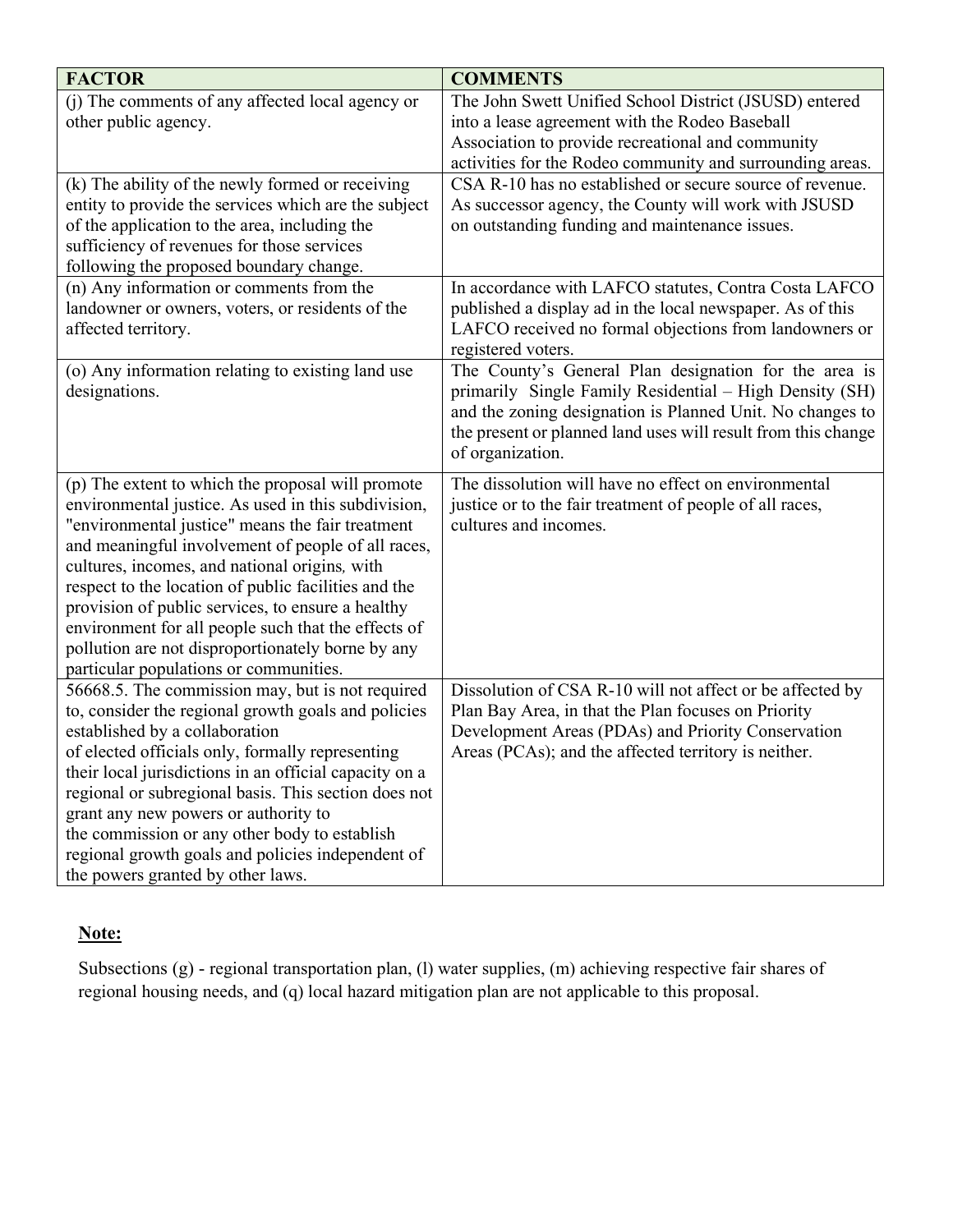| FACTOR | COMMENTS |
|---|---|
| (j) The comments of any affected local agency or other public agency. | The John Swett Unified School District (JSUSD) entered into a lease agreement with the Rodeo Baseball Association to provide recreational and community activities for the Rodeo community and surrounding areas. |
| (k) The ability of the newly formed or receiving entity to provide the services which are the subject of the application to the area, including the sufficiency of revenues for those services following the proposed boundary change. | CSA R-10 has no established or secure source of revenue. As successor agency, the County will work with JSUSD on outstanding funding and maintenance issues. |
| (n) Any information or comments from the landowner or owners, voters, or residents of the affected territory. | In accordance with LAFCO statutes, Contra Costa LAFCO published a display ad in the local newspaper. As of this LAFCO received no formal objections from landowners or registered voters. |
| (o) Any information relating to existing land use designations. | The County's General Plan designation for the area is primarily Single Family Residential – High Density (SH) and the zoning designation is Planned Unit. No changes to the present or planned land uses will result from this change of organization. |
| (p) The extent to which the proposal will promote environmental justice. As used in this subdivision, "environmental justice" means the fair treatment and meaningful involvement of people of all races, cultures, incomes, and national origins, with respect to the location of public facilities and the provision of public services, to ensure a healthy environment for all people such that the effects of pollution are not disproportionately borne by any particular populations or communities. | The dissolution will have no effect on environmental justice or to the fair treatment of people of all races, cultures and incomes. |
| 56668.5. The commission may, but is not required to, consider the regional growth goals and policies established by a collaboration of elected officials only, formally representing their local jurisdictions in an official capacity on a regional or subregional basis. This section does not grant any new powers or authority to the commission or any other body to establish regional growth goals and policies independent of the powers granted by other laws. | Dissolution of CSA R-10 will not affect or be affected by Plan Bay Area, in that the Plan focuses on Priority Development Areas (PDAs) and Priority Conservation Areas (PCAs); and the affected territory is neither. |

**Note:**

Subsections (g) - regional transportation plan, (l) water supplies, (m) achieving respective fair shares of regional housing needs, and (q) local hazard mitigation plan are not applicable to this proposal.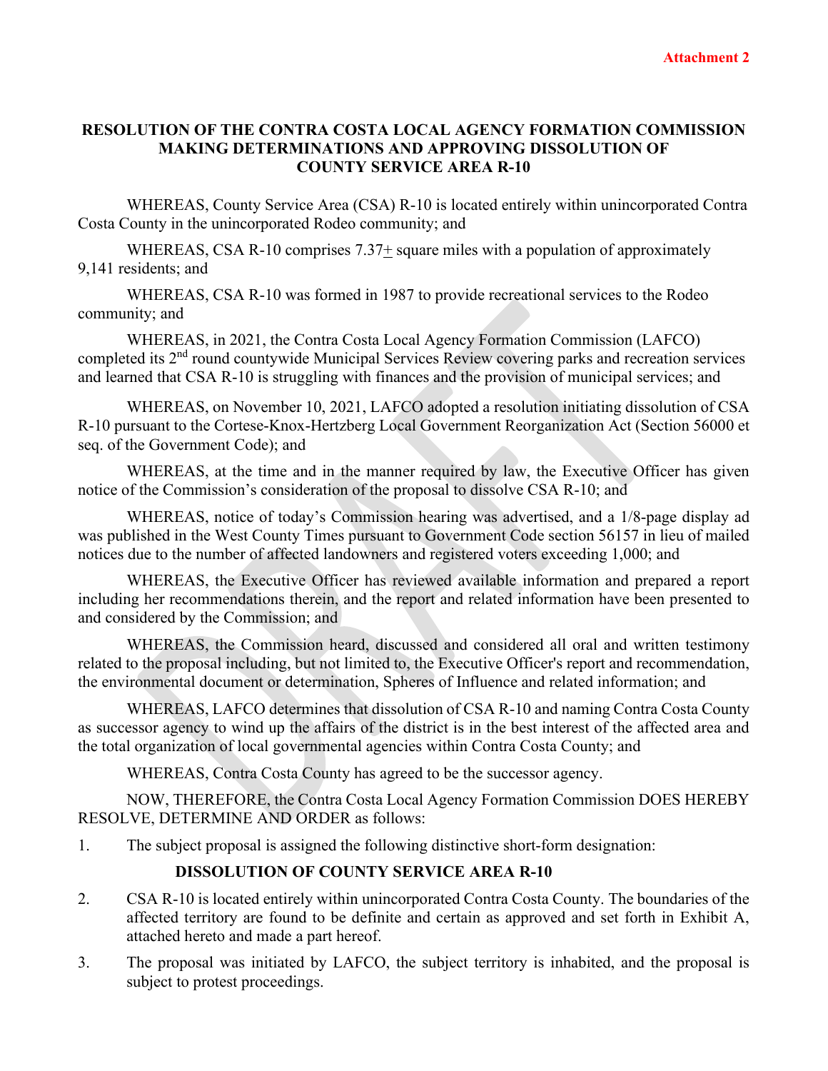**Attachment 2**

# RESOLUTION OF THE CONTRA COSTA LOCAL AGENCY FORMATION COMMISSION MAKING DETERMINATIONS AND APPROVING DISSOLUTION OF COUNTY SERVICE AREA R-10

WHEREAS, County Service Area (CSA) R-10 is located entirely within unincorporated Contra Costa County in the unincorporated Rodeo community; and

WHEREAS, CSA R-10 comprises 7.37± square miles with a population of approximately 9,141 residents; and

WHEREAS, CSA R-10 was formed in 1987 to provide recreational services to the Rodeo community; and

WHEREAS, in 2021, the Contra Costa Local Agency Formation Commission (LAFCO) completed its 2nd round countywide Municipal Services Review covering parks and recreation services and learned that CSA R-10 is struggling with finances and the provision of municipal services; and

WHEREAS, on November 10, 2021, LAFCO adopted a resolution initiating dissolution of CSA R-10 pursuant to the Cortese-Knox-Hertzberg Local Government Reorganization Act (Section 56000 et seq. of the Government Code); and

WHEREAS, at the time and in the manner required by law, the Executive Officer has given notice of the Commission's consideration of the proposal to dissolve CSA R-10; and

WHEREAS, notice of today's Commission hearing was advertised, and a 1/8-page display ad was published in the West County Times pursuant to Government Code section 56157 in lieu of mailed notices due to the number of affected landowners and registered voters exceeding 1,000; and

WHEREAS, the Executive Officer has reviewed available information and prepared a report including her recommendations therein, and the report and related information have been presented to and considered by the Commission; and

WHEREAS, the Commission heard, discussed and considered all oral and written testimony related to the proposal including, but not limited to, the Executive Officer's report and recommendation, the environmental document or determination, Spheres of Influence and related information; and

WHEREAS, LAFCO determines that dissolution of CSA R-10 and naming Contra Costa County as successor agency to wind up the affairs of the district is in the best interest of the affected area and the total organization of local governmental agencies within Contra Costa County; and

WHEREAS, Contra Costa County has agreed to be the successor agency.

NOW, THEREFORE, the Contra Costa Local Agency Formation Commission DOES HEREBY RESOLVE, DETERMINE AND ORDER as follows:

1. The subject proposal is assigned the following distinctive short-form designation:

   **DISSOLUTION OF COUNTY SERVICE AREA R-10**

2. CSA R-10 is located entirely within unincorporated Contra Costa County. The boundaries of the affected territory are found to be definite and certain as approved and set forth in Exhibit A, attached hereto and made a part hereof.

3. The proposal was initiated by LAFCO, the subject territory is inhabited, and the proposal is subject to protest proceedings.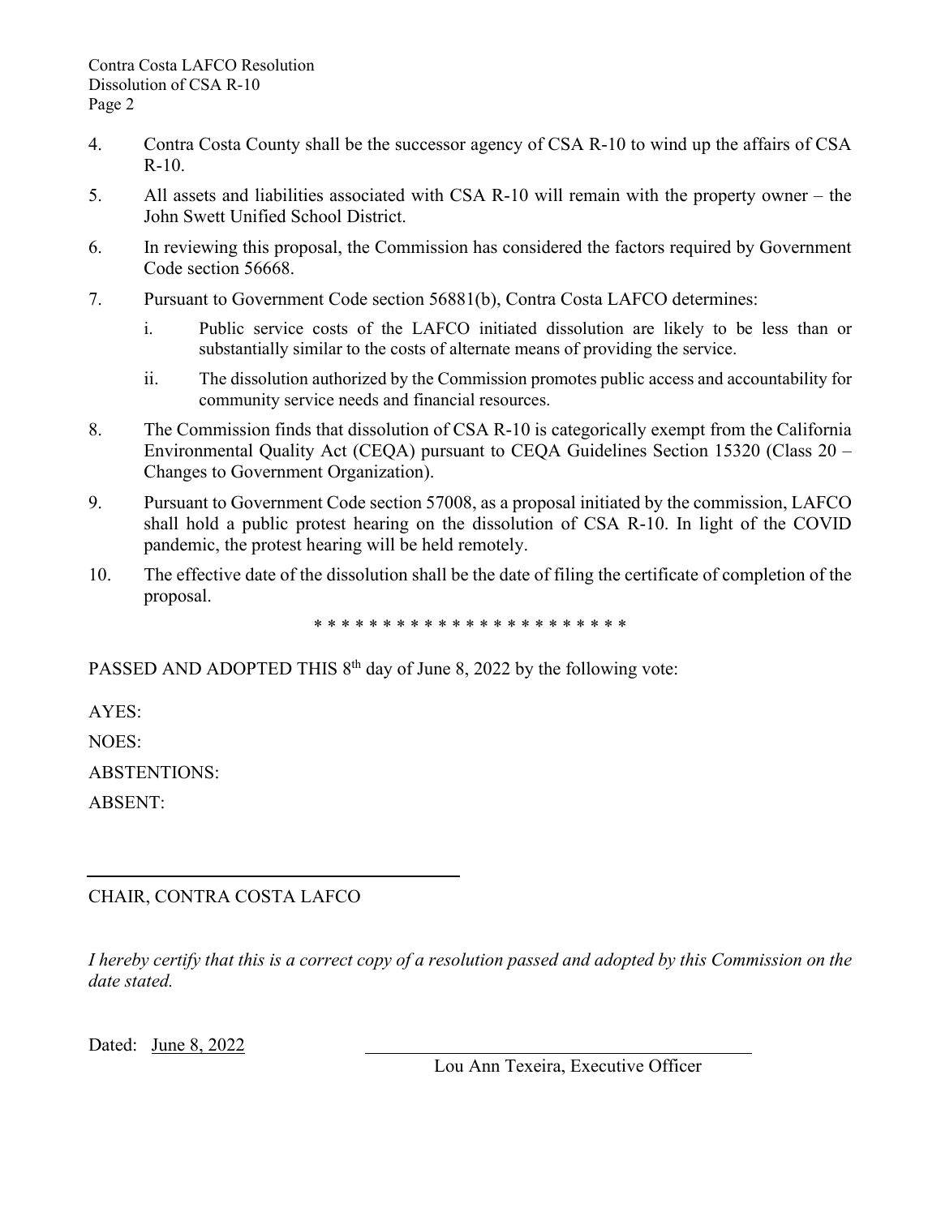4. Contra Costa County shall be the successor agency of CSA R-10 to wind up the affairs of CSA R-10.

5. All assets and liabilities associated with CSA R-10 will remain with the property owner – the John Swett Unified School District.

6. In reviewing this proposal, the Commission has considered the factors required by Government Code section 56668.

7. Pursuant to Government Code section 56881(b), Contra Costa LAFCO determines:

   i. Public service costs of the LAFCO initiated dissolution are likely to be less than or substantially similar to the costs of alternate means of providing the service.

   ii. The dissolution authorized by the Commission promotes public access and accountability for community service needs and financial resources.

8. The Commission finds that dissolution of CSA R-10 is categorically exempt from the California Environmental Quality Act (CEQA) pursuant to CEQA Guidelines Section 15320 (Class 20 – Changes to Government Organization).

9. Pursuant to Government Code section 57008, as a proposal initiated by the commission, LAFCO shall hold a public protest hearing on the dissolution of CSA R-10. In light of the COVID pandemic, the protest hearing will be held remotely.

10. The effective date of the dissolution shall be the date of filing the certificate of completion of the proposal.

\* \* \* \* \* \* \* \* \* \* \* \* \* \* \* \* \* \* \* \* \* \* \*

PASSED AND ADOPTED THIS 8th day of June 8, 2022 by the following vote:

AYES:

NOES:

ABSTENTIONS:

ABSENT:

\_\_\_\_\_\_\_\_\_\_\_\_\_\_\_\_\_\_\_\_\_\_\_\_\_\_\_\_\_\_\_\_\_\_\_\_\_\_\_\_

CHAIR, CONTRA COSTA LAFCO

*I hereby certify that this is a correct copy of a resolution passed and adopted by this Commission on the date stated.*

Dated: June 8, 2022

\_\_\_\_\_\_\_\_\_\_\_\_\_\_\_\_\_\_\_\_\_\_\_\_\_\_\_\_\_\_\_\_\_\_\_\_\_\_\_\_

Lou Ann Texeira, Executive Officer